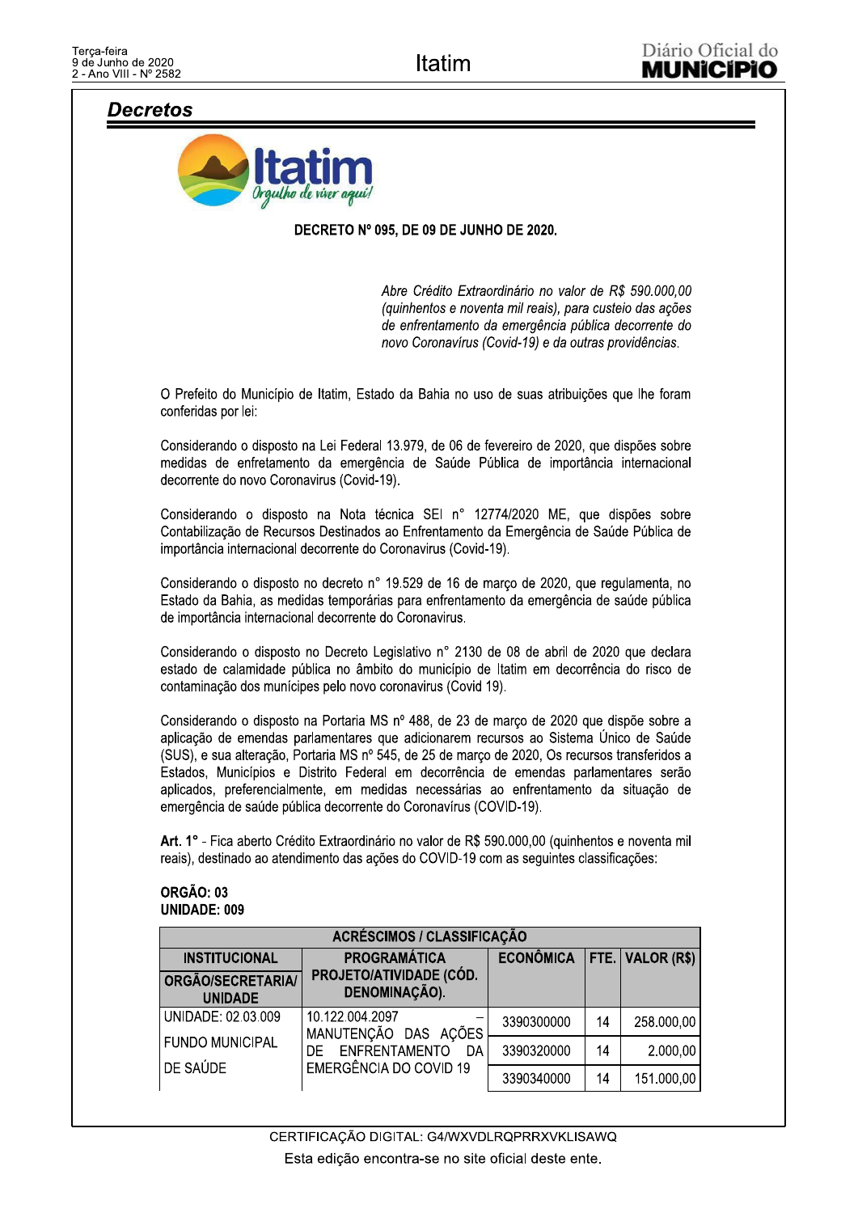## Decretos

**DECRETO Nº 095, DE 09 DE JUNHO DE 2020.**

*Abre Crédito Extraordinário no valor de R$ 590.000,00 (quinhentos e noventa mil reais), para custeio das ações de enfrentamento da emergência pública decorrente do novo Coronavírus (Covid-19) e da outras providências.*

O Prefeito do Município de Itatim, Estado da Bahia no uso de suas atribuições que lhe foram conferidas por lei:

Considerando o disposto na Lei Federal 13.979, de 06 de fevereiro de 2020, que dispões sobre medidas de enfretamento da emergência de Saúde Pública de importância internacional decorrente do novo Coronavirus (Covid-19).

Considerando o disposto na Nota técnica SEI n° 12774/2020 ME, que dispões sobre Contabilização de Recursos Destinados ao Enfrentamento da Emergência de Saúde Pública de importância internacional decorrente do Coronavirus (Covid-19).

Considerando o disposto no decreto n° 19.529 de 16 de março de 2020, que regulamenta, no Estado da Bahia, as medidas temporárias para enfrentamento da emergência de saúde pública de importância internacional decorrente do Coronavirus.

Considerando o disposto no Decreto Legislativo n° 2130 de 08 de abril de 2020 que declara estado de calamidade pública no âmbito do município de Itatim em decorrência do risco de contaminação dos munícipes pelo novo coronavirus (Covid 19).

Considerando o disposto na Portaria MS nº 488, de 23 de março de 2020 que dispõe sobre a aplicação de emendas parlamentares que adicionarem recursos ao Sistema Único de Saúde (SUS), e sua alteração, Portaria MS nº 545, de 25 de março de 2020, Os recursos transferidos a Estados, Municípios e Distrito Federal em decorrência de emendas parlamentares serão aplicados, preferencialmente, em medidas necessárias ao enfrentamento da situação de emergência de saúde pública decorrente do Coronavirus (COVID-19).

**Art. 1°** - Fica aberto Crédito Extraordinário no valor de R$ 590.000,00 (quinhentos e noventa mil reais), destinado ao atendimento das ações do COVID-19 com as seguintes classificações:

**ORGÃO: 03**
**UNIDADE: 009**

| ACRÉSCIMOS / CLASSIFICAÇÃO | | | | |
|---|---|---|---|---|
| **INSTITUCIONAL** ORGÃO/SECRETARIA/ UNIDADE | **PROGRAMÁTICA** PROJETO/ATIVIDADE (CÓD. DENOMINAÇÃO). | **ECONÔMICA** | **FTE.** | **VALOR (R$)** |
| UNIDADE: 02.03.009 FUNDO MUNICIPAL DE SAÚDE | 10.122.004.2097 – MANUTENÇÃO DAS AÇÕES DE ENFRENTAMENTO DA EMERGÊNCIA DO COVID 19 | 3390300000 | 14 | 258.000,00 |
| | | 3390320000 | 14 | 2.000,00 |
| | | 3390340000 | 14 | 151.000,00 |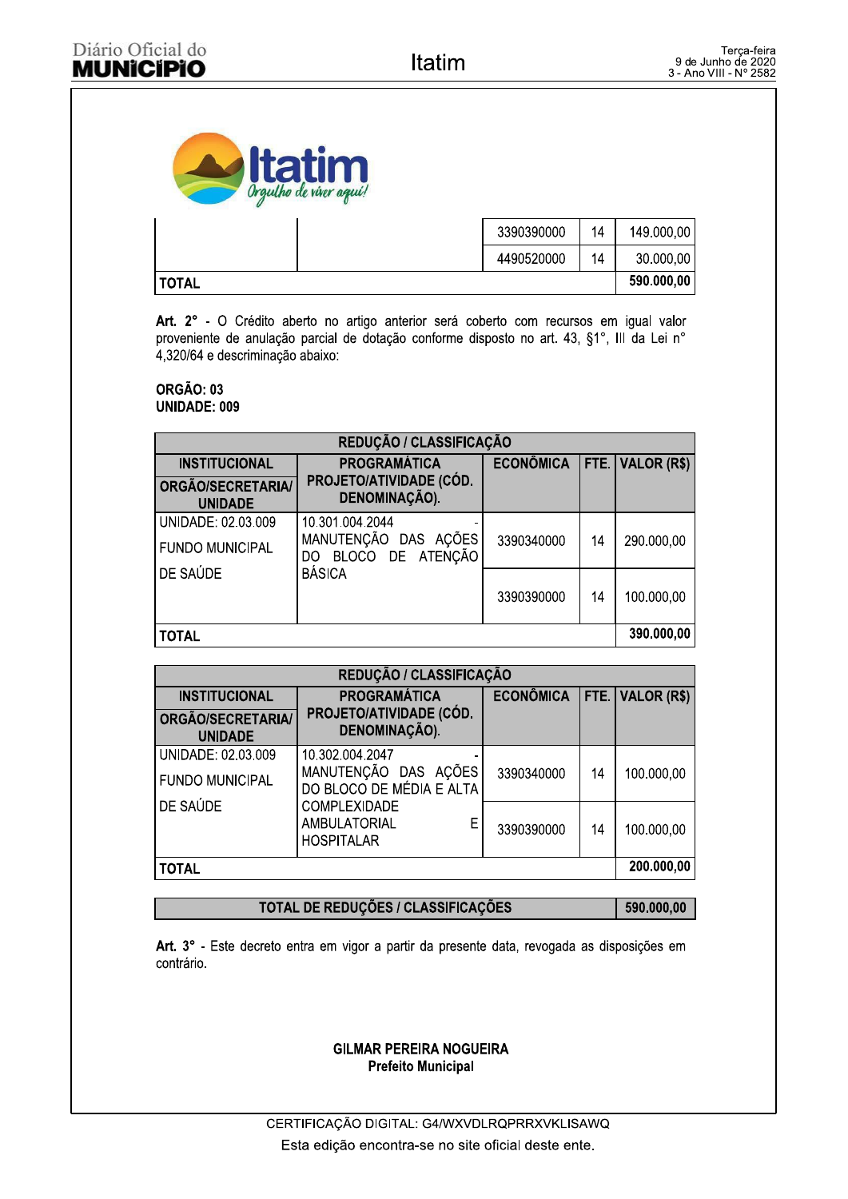| | | | | |
|---|---|---|---|---|
| | | 3390390000 | 14 | 149.000,00 |
| | | 4490520000 | 14 | 30.000,00 |
| **TOTAL** | | | | **590.000,00** |

**Art. 2°** - O Crédito aberto no artigo anterior será coberto com recursos em igual valor proveniente de anulação parcial de dotação conforme disposto no art. 43, §1°, III da Lei n° 4,320/64 e descriminação abaixo:

**ORGÃO: 03**
**UNIDADE: 009**

| REDUÇÃO / CLASSIFICAÇÃO | | | | |
|---|---|---|---|---|
| **INSTITUCIONAL** ORGÃO/SECRETARIA/ UNIDADE | **PROGRAMÁTICA** PROJETO/ATIVIDADE (CÓD. DENOMINAÇÃO). | **ECONÔMICA** | **FTE.** | **VALOR (R$)** |
| UNIDADE: 02.03.009 FUNDO MUNICIPAL DE SAÚDE | 10.301.004.2044 - MANUTENÇÃO DAS AÇÕES DO BLOCO DE ATENÇÃO BÁSICA | 3390340000 | 14 | 290.000,00 |
| | | 3390390000 | 14 | 100.000,00 |
| **TOTAL** | | | | **390.000,00** |

| REDUÇÃO / CLASSIFICAÇÃO | | | | |
|---|---|---|---|---|
| **INSTITUCIONAL** ORGÃO/SECRETARIA/ UNIDADE | **PROGRAMÁTICA** PROJETO/ATIVIDADE (CÓD. DENOMINAÇÃO). | **ECONÔMICA** | **FTE.** | **VALOR (R$)** |
| UNIDADE: 02.03.009 FUNDO MUNICIPAL DE SAÚDE | 10.302.004.2047 - MANUTENÇÃO DAS AÇÕES DO BLOCO DE MÉDIA E ALTA COMPLEXIDADE AMBULATORIAL E HOSPITALAR | 3390340000 | 14 | 100.000,00 |
| | | 3390390000 | 14 | 100.000,00 |
| **TOTAL** | | | | **200.000,00** |

| TOTAL DE REDUÇÕES / CLASSIFICAÇÕES | 590.000,00 |
|---|---|

**Art. 3°** - Este decreto entra em vigor a partir da presente data, revogada as disposições em contrário.

**GILMAR PEREIRA NOGUEIRA**
**Prefeito Municipal**